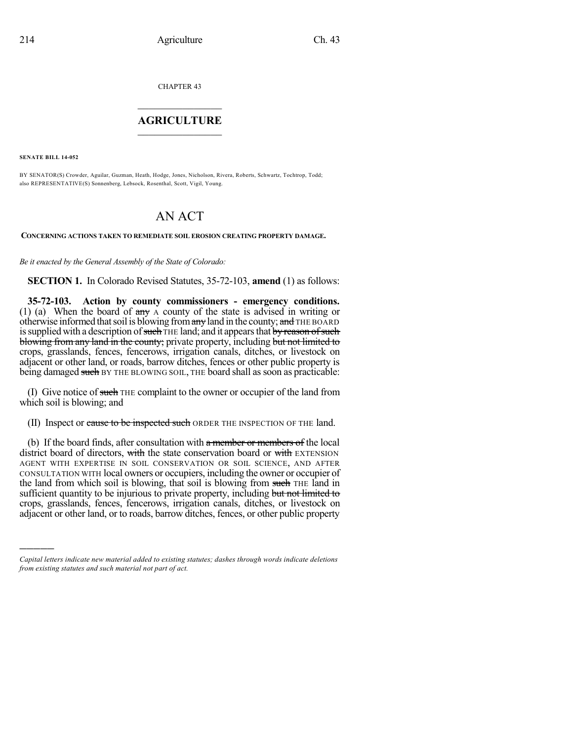CHAPTER 43

# AGRICULTURE

**SENATE BILL 14-052**

BY SENATOR(S) Crowder, Aguilar, Guzman, Heath, Hodge, Jones, Nicholson, Rivera, Roberts, Schwartz, Tochtrop, Todd; also REPRESENTATIVE(S) Sonnenberg, Lebsock, Rosenthal, Scott, Vigil, Young.

# AN ACT

**CONCERNING ACTIONS TAKEN TO REMEDIATE SOIL EROSION CREATING PROPERTY DAMAGE.**

*Be it enacted by the General Assembly of the State of Colorado:*

**SECTION 1.** In Colorado Revised Statutes, 35-72-103, **amend** (1) as follows:

**35-72-103. Action by county commissioners - emergency conditions.** (1) (a) When the board of ~~any~~ A county of the state is advised in writing or otherwise informed that soil is blowing from ~~any~~ land in the county; ~~and~~ THE BOARD is supplied with a description of ~~such~~ THE land; and it appears that ~~by reason of such blowing from any land in the county;~~ private property, including ~~but not limited to~~ crops, grasslands, fences, fencerows, irrigation canals, ditches, or livestock on adjacent or other land, or roads, barrow ditches, fences or other public property is being damaged ~~such~~ BY THE BLOWING SOIL, THE board shall as soon as practicable:

(I) Give notice of ~~such~~ THE complaint to the owner or occupier of the land from which soil is blowing; and

(II) Inspect or ~~cause to be inspected such~~ ORDER THE INSPECTION OF THE land.

(b) If the board finds, after consultation with ~~a member or members of~~ the local district board of directors, ~~with~~ the state conservation board or ~~with~~ EXTENSION AGENT WITH EXPERTISE IN SOIL CONSERVATION OR SOIL SCIENCE, AND AFTER CONSULTATION WITH local owners or occupiers, including the owner or occupier of the land from which soil is blowing, that soil is blowing from ~~such~~ THE land in sufficient quantity to be injurious to private property, including ~~but not limited to~~ crops, grasslands, fences, fencerows, irrigation canals, ditches, or livestock on adjacent or other land, or to roads, barrow ditches, fences, or other public property

*Capital letters indicate new material added to existing statutes; dashes through words indicate deletions from existing statutes and such material not part of act.*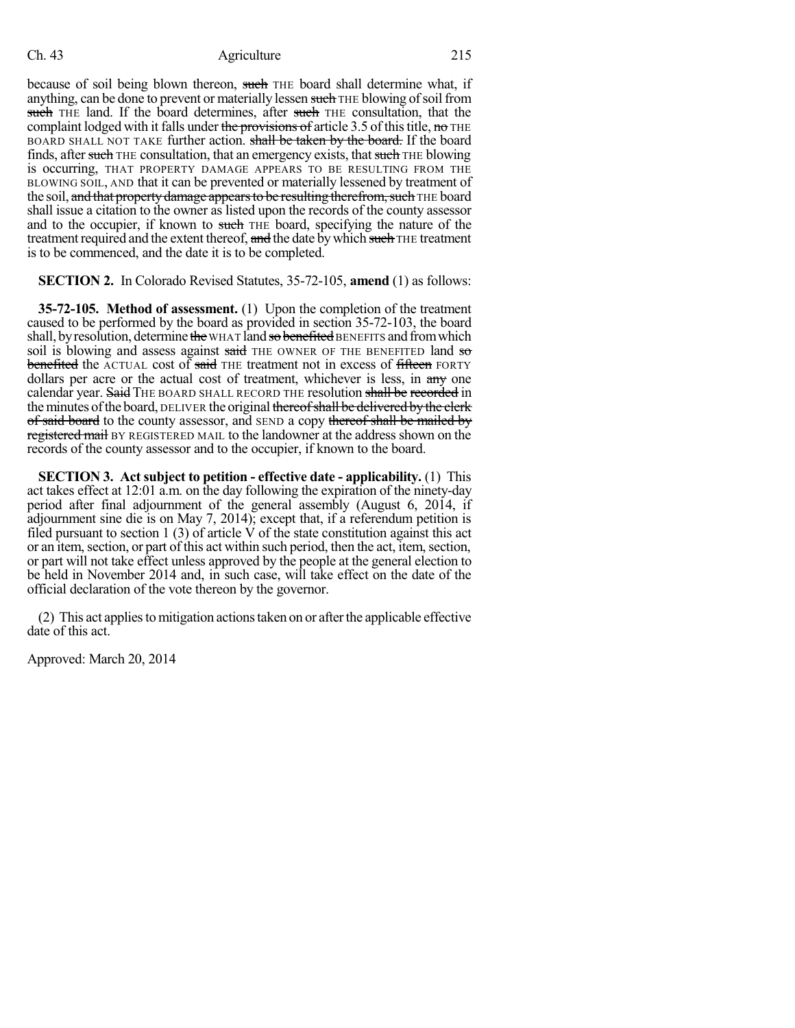because of soil being blown thereon, ~~such~~ THE board shall determine what, if anything, can be done to prevent or materially lessen ~~such~~ THE blowing of soil from ~~such~~ THE land. If the board determines, after ~~such~~ THE consultation, that the complaint lodged with it falls under ~~the provisions of~~ article 3.5 of this title, ~~no~~ THE BOARD SHALL NOT TAKE further action. ~~shall be taken by the board.~~ If the board finds, after ~~such~~ THE consultation, that an emergency exists, that ~~such~~ THE blowing is occurring, THAT PROPERTY DAMAGE APPEARS TO BE RESULTING FROM THE BLOWING SOIL, AND that it can be prevented or materially lessened by treatment of the soil, ~~and that property damage appears to be resulting therefrom, such~~ THE board shall issue a citation to the owner as listed upon the records of the county assessor and to the occupier, if known to ~~such~~ THE board, specifying the nature of the treatment required and the extent thereof, ~~and~~ the date by which ~~such~~ THE treatment is to be commenced, and the date it is to be completed.

**SECTION 2.** In Colorado Revised Statutes, 35-72-105, **amend** (1) as follows:

**35-72-105. Method of assessment.** (1) Upon the completion of the treatment caused to be performed by the board as provided in section 35-72-103, the board shall, by resolution, determine ~~the~~ WHAT land ~~so benefited~~ BENEFITS and from which soil is blowing and assess against ~~said~~ THE OWNER OF THE BENEFITED land ~~so benefited~~ the ACTUAL cost of ~~said~~ THE treatment not in excess of ~~fifteen~~ FORTY dollars per acre or the actual cost of treatment, whichever is less, in ~~any~~ one calendar year. ~~Said~~ THE BOARD SHALL RECORD THE resolution ~~shall be recorded~~ in the minutes of the board, DELIVER the original ~~thereof shall be delivered by the clerk of said board~~ to the county assessor, and SEND a copy ~~thereof shall be mailed by registered mail~~ BY REGISTERED MAIL to the landowner at the address shown on the records of the county assessor and to the occupier, if known to the board.

**SECTION 3. Act subject to petition - effective date - applicability.** (1) This act takes effect at 12:01 a.m. on the day following the expiration of the ninety-day period after final adjournment of the general assembly (August 6, 2014, if adjournment sine die is on May 7, 2014); except that, if a referendum petition is filed pursuant to section 1 (3) of article V of the state constitution against this act or an item, section, or part of this act within such period, then the act, item, section, or part will not take effect unless approved by the people at the general election to be held in November 2014 and, in such case, will take effect on the date of the official declaration of the vote thereon by the governor.

(2) This act applies to mitigation actions taken on or after the applicable effective date of this act.

Approved: March 20, 2014